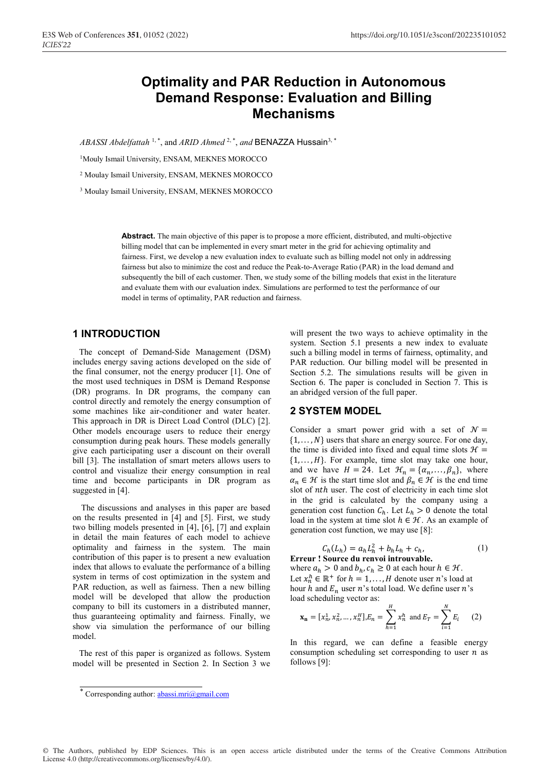# Optimality and PAR Reduction in Autonomous Demand Response: Evaluation and Billing Mechanisms

*ABASSI Abdelfattah* [1,*], and *ARID Ahmed* [2,*], *and* BENAZZA Hussain[3,*]

[1]Mouly Ismail University, ENSAM, MEKNES MOROCCO

[2] Moulay Ismail University, ENSAM, MEKNES MOROCCO

[3] Moulay Ismail University, ENSAM, MEKNES MOROCCO

**Abstract.** The main objective of this paper is to propose a more efficient, distributed, and multi-objective billing model that can be implemented in every smart meter in the grid for achieving optimality and fairness. First, we develop a new evaluation index to evaluate such as billing model not only in addressing fairness but also to minimize the cost and reduce the Peak-to-Average Ratio (PAR) in the load demand and subsequently the bill of each customer. Then, we study some of the billing models that exist in the literature and evaluate them with our evaluation index. Simulations are performed to test the performance of our model in terms of optimality, PAR reduction and fairness.

## 1 INTRODUCTION

The concept of Demand-Side Management (DSM) includes energy saving actions developed on the side of the final consumer, not the energy producer [1]. One of the most used techniques in DSM is Demand Response (DR) programs. In DR programs, the company can control directly and remotely the energy consumption of some machines like air-conditioner and water heater. This approach in DR is Direct Load Control (DLC) [2]. Other models encourage users to reduce their energy consumption during peak hours. These models generally give each participating user a discount on their overall bill [3]. The installation of smart meters allows users to control and visualize their energy consumption in real time and become participants in DR program as suggested in [4].

The discussions and analyses in this paper are based on the results presented in [4] and [5]. First, we study two billing models presented in [4], [6], [7] and explain in detail the main features of each model to achieve optimality and fairness in the system. The main contribution of this paper is to present a new evaluation index that allows to evaluate the performance of a billing system in terms of cost optimization in the system and PAR reduction, as well as fairness. Then a new billing model will be developed that allow the production company to bill its customers in a distributed manner, thus guaranteeing optimality and fairness. Finally, we show via simulation the performance of our billing model.

The rest of this paper is organized as follows. System model will be presented in Section 2. In Section 3 we will present the two ways to achieve optimality in the system. Section 5.1 presents a new index to evaluate such a billing model in terms of fairness, optimality, and PAR reduction. Our billing model will be presented in Section 5.2. The simulations results will be given in Section 6. The paper is concluded in Section 7. This is an abridged version of the full paper.

## 2 SYSTEM MODEL

Consider a smart power grid with a set of $\mathcal{N} = \{1, \ldots, N\}$ users that share an energy source. For one day, the time is divided into fixed and equal time slots $\mathcal{H} = \{1, \ldots, H\}$. For example, time slot may take one hour, and we have $H = 24$. Let $\mathcal{H}_n = \{\alpha_n, \ldots, \beta_n\}$, where $\alpha_n \in \mathcal{H}$ is the start time slot and $\beta_n \in \mathcal{H}$ is the end time slot of $nth$ user. The cost of electricity in each time slot in the grid is calculated by the company using a generation cost function $C_h$. Let $L_h > 0$ denote the total load in the system at time slot $h \in \mathcal{H}$. As an example of generation cost function, we may use [8]:

$$C_h(L_h) = a_h L_h^2 + b_h L_h + c_h, \tag{1}$$

**Erreur ! Source du renvoi introuvable.**
where $a_h > 0$ and $b_h, c_h \geq 0$ at each hour $h \in \mathcal{H}$.
Let $x_n^h \in \mathbb{R}^+$ for $h = 1, \ldots, H$ denote user $n$'s load at hour $h$ and $E_n$ user $n$'s total load. We define user $n$'s load scheduling vector as:

$$\mathbf{x_n} = [x_n^1, x_n^2, \ldots, x_n^H], E_n = \sum_{h=1}^{H} x_n^h \text{ and } E_T = \sum_{i=1}^{N} E_i \tag{2}$$

In this regard, we can define a feasible energy consumption scheduling set corresponding to user $n$ as follows [9]:

* Corresponding author: abassi.mri@gmail.com

© The Authors, published by EDP Sciences. This is an open access article distributed under the terms of the Creative Commons Attribution License 4.0 (http://creativecommons.org/licenses/by/4.0/).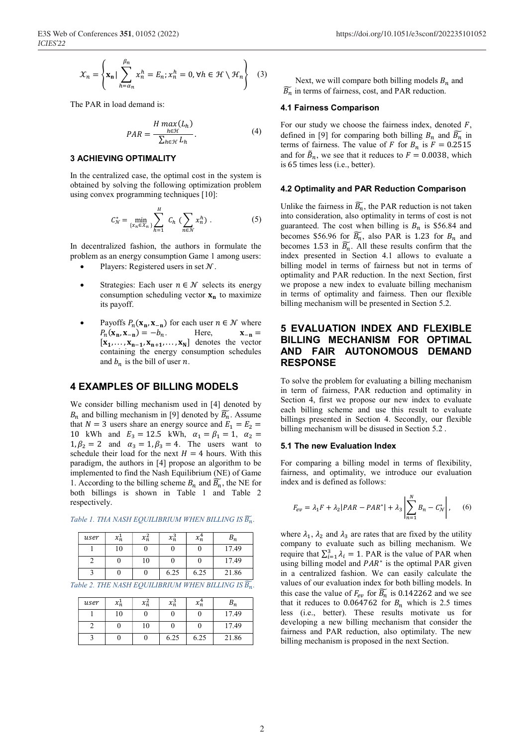$$\mathcal{X}_n = \left\{ \mathbf{x_n} | \sum_{h=\alpha_n}^{\beta_n} x_n^h = E_n; x_n^h = 0, \forall h \in \mathcal{H} \setminus \mathcal{H}_n \right\} \quad (3)$$

The PAR in load demand is:

$$PAR = \frac{H \max_{h \in \mathcal{H}} (L_h)}{\sum_{h \in \mathcal{H}} L_h}. \quad (4)$$

### 3 ACHIEVING OPTIMALITY

In the centralized case, the optimal cost in the system is obtained by solving the following optimization problem using convex programming techniques [10]:

$$C_{\mathcal{N}}^* = \min_{\{x_n \in \mathcal{X}_n\}} \sum_{h=1}^{H} C_h \left( \sum_{n \in \mathcal{N}} x_n^h \right). \quad (5)$$

In decentralized fashion, the authors in formulate the problem as an energy consumption Game 1 among users:

- Players: Registered users in set $\mathcal{N}$.
- Strategies: Each user $n \in \mathcal{N}$ selects its energy consumption scheduling vector $\mathbf{x_n}$ to maximize its payoff.
- Payoffs $P_n(\mathbf{x_n}, \mathbf{x_{-n}})$ for each user $n \in \mathcal{N}$ where $P_n(\mathbf{x_n}, \mathbf{x_{-n}}) = -b_n$. Here, $\mathbf{x_{-n}} = [\mathbf{x_1}, \dots, \mathbf{x_{n-1}}, \mathbf{x_{n+1}}, \dots, \mathbf{x_N}]$ denotes the vector containing the energy consumption schedules and $b_n$ is the bill of user $n$.

## 4 EXAMPLES OF BILLING MODELS

We consider billing mechanism used in [4] denoted by $B_n$ and billing mechanism in [9] denoted by $\widetilde{B_n}$. Assume that $N = 3$ users share an energy source and $E_1 = E_2 = 10$ kWh and $E_3 = 12.5$ kWh, $\alpha_1 = \beta_1 = 1$, $\alpha_2 = 1, \beta_2 = 2$ and $\alpha_3 = 1, \beta_3 = 4$. The users want to schedule their load for the next $H = 4$ hours. With this paradigm, the authors in [4] propose an algorithm to be implemented to find the Nash Equilibrium (NE) of Game 1. According to the billing scheme $B_n$ and $\widetilde{B_n}$, the NE for both billings is shown in Table 1 and Table 2 respectively.

*Table 1. THA NASH EQUILIBRIUM WHEN BILLING IS $\widetilde{B_n}$.*

| $user$ | $x_n^1$ | $x_n^2$ | $x_n^3$ | $x_n^4$ | $B_n$ |
|---|---|---|---|---|---|
| 1 | 10 | 0 | 0 | 0 | 17.49 |
| 2 | 0 | 10 | 0 | 0 | 17.49 |
| 3 | 0 | 0 | 6.25 | 6.25 | 21.86 |

*Table 2. THE NASH EQUILIBRIUM WHEN BILLING IS $\widetilde{B_n}$.*

| $user$ | $x_n^1$ | $x_n^2$ | $x_n^3$ | $x_n^4$ | $B_n$ |
|---|---|---|---|---|---|
| 1 | 10 | 0 | 0 | 0 | 17.49 |
| 2 | 0 | 10 | 0 | 0 | 17.49 |
| 3 | 0 | 0 | 6.25 | 6.25 | 21.86 |

Next, we will compare both billing models $B_n$ and $\widetilde{B_n}$ in terms of fairness, cost, and PAR reduction.

### 4.1 Fairness Comparison

For our study we choose the fairness index, denoted $F$, defined in [9] for comparing both billing $B_n$ and $\widetilde{B_n}$ in terms of fairness. The value of $F$ for $B_n$ is $F = 0.2515$ and for $\tilde{B}_n$, we see that it reduces to $F = 0.0038$, which is 65 times less (i.e., better).

### 4.2 Optimality and PAR Reduction Comparison

Unlike the fairness in $\widetilde{B_n}$, the PAR reduction is not taken into consideration, also optimality in terms of cost is not guaranteed. The cost when billing is $B_n$ is \$56.84 and becomes \$56.96 for $\widetilde{B_n}$, also PAR is 1.23 for $B_n$ and becomes 1.53 in $\widetilde{B_n}$. All these results confirm that the index presented in Section 4.1 allows to evaluate a billing model in terms of fairness but not in terms of optimality and PAR reduction. In the next Section, first we propose a new index to evaluate billing mechanism in terms of optimality and fairness. Then our flexible billing mechanism will be presented in Section 5.2.

## 5 EVALUATION INDEX AND FLEXIBLE BILLING MECHANISM FOR OPTIMAL AND FAIR AUTONOMOUS DEMAND RESPONSE

To solve the problem for evaluating a billing mechanism in term of fairness, PAR reduction and optimality in Section 4, first we propose our new index to evaluate each billing scheme and use this result to evaluate our flexible billings presented in Section 4. Secondly, our flexible billing mechanism will be disused in Section 5.2 .

### 5.1 The new Evaluation Index

For comparing a billing model in terms of flexibility, fairness, and optimality, we introduce our evaluation index and is defined as follows:

$$F_{ev} = \lambda_1 F + \lambda_2 |PAR - PAR^*| + \lambda_3 \left| \sum_{n=1}^{N} B_n - C_{\mathcal{N}}^* \right|, \quad (6)$$

where $\lambda_1$, $\lambda_2$ and $\lambda_3$ are rates that are fixed by the utility company to evaluate such as billing mechanism. We require that $\sum_{i=1}^{3} \lambda_i = 1$. PAR is the value of PAR when using billing model and $PAR^*$ is the optimal PAR given in a centralized fashion. We can easily calculate the values of our evaluation index for both billing models. In this case the value of $F_{ev}$ for $\widetilde{B_n}$ is 0.142262 and we see that it reduces to 0.064762 for $B_n$ which is 2.5 times less (i.e., better). These results motivate us for developing a new billing mechanism that consider the fairness and PAR reduction, also optimilaty. The new billing mechanism is proposed in the next Section.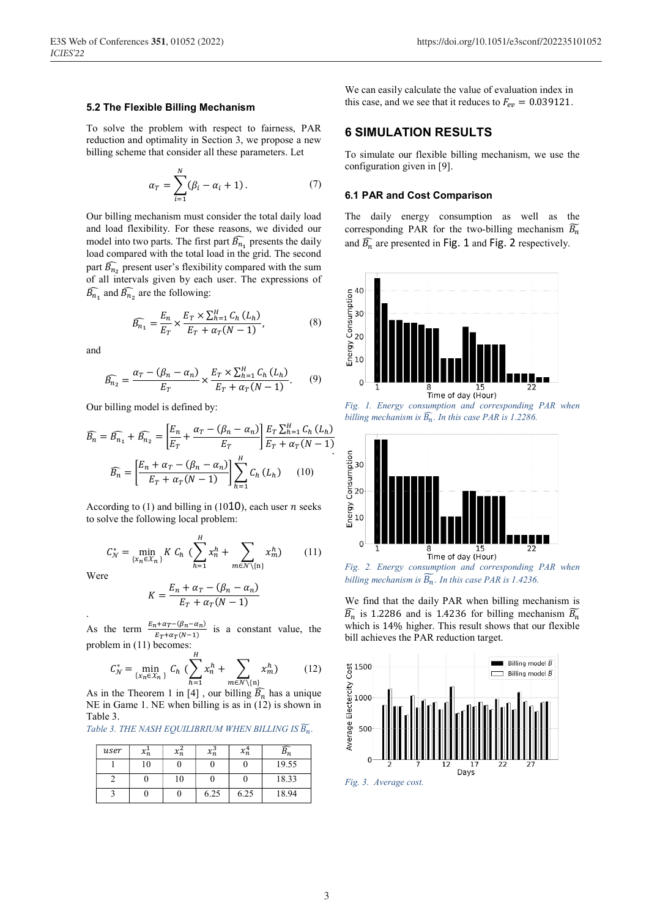### 5.2 The Flexible Billing Mechanism

To solve the problem with respect to fairness, PAR reduction and optimality in Section 3, we propose a new billing scheme that consider all these parameters. Let

$$\alpha_T = \sum_{i=1}^{N} (\beta_i - \alpha_i + 1). \tag{7}$$

Our billing mechanism must consider the total daily load and load flexibility. For these reasons, we divided our model into two parts. The first part $\widehat{B_{n_1}}$ presents the daily load compared with the total load in the grid. The second part $\widehat{B_{n_2}}$ present user's flexibility compared with the sum of all intervals given by each user. The expressions of $\widehat{B_{n_1}}$ and $\widehat{B_{n_2}}$ are the following:

$$\widehat{B_{n_1}} = \frac{E_n}{E_T} \times \frac{E_T \times \sum_{h=1}^{H} C_h (L_h)}{E_T + \alpha_T (N-1)}, \tag{8}$$

and

$$\widehat{B_{n_2}} = \frac{\alpha_T - (\beta_n - \alpha_n)}{E_T} \times \frac{E_T \times \sum_{h=1}^{H} C_h (L_h)}{E_T + \alpha_T (N-1)}. \tag{9}$$

Our billing model is defined by:

$$\widehat{B_n} = \widehat{B_{n_1}} + \widehat{B_{n_2}} = \left[\frac{E_n}{E_T} + \frac{\alpha_T - (\beta_n - \alpha_n)}{E_T}\right] \frac{E_T \sum_{h=1}^{H} C_h (L_h)}{E_T + \alpha_T (N-1)}.$$

$$\widehat{B_n} = \left[\frac{E_n + \alpha_T - (\beta_n - \alpha_n)}{E_T + \alpha_T (N-1)}\right] \sum_{h=1}^{H} C_h (L_h) \tag{10}$$

According to (1) and billing in (1010), each user $n$ seeks to solve the following local problem:

$$C_{\mathcal{N}}^* = \min_{\{x_n \in X_n\}} K \; C_h \left(\sum_{h=1}^{H} x_n^h + \sum_{m \in \mathcal{N} \setminus \{n\}} x_m^h\right) \tag{11}$$

Were

$$K = \frac{E_n + \alpha_T - (\beta_n - \alpha_n)}{E_T + \alpha_T (N-1)}$$

.

As the term $\frac{E_n + \alpha_T - (\beta_n - \alpha_n)}{E_T + \alpha_T (N-1)}$ is a constant value, the problem in (11) becomes:

$$C_{\mathcal{N}}^* = \min_{\{x_n \in X_n\}} C_h \left(\sum_{h=1}^{H} x_n^h + \sum_{m \in \mathcal{N} \setminus \{n\}} x_m^h\right) \tag{12}$$

As in the Theorem 1 in [4] , our billing $\widehat{B_n}$ has a unique NE in Game 1. NE when billing is as in (12) is shown in Table 3.

*Table 3. THE NASH EQUILIBRIUM WHEN BILLING IS $\widehat{B_n}$.*

| *user* | $x_n^1$ | $x_n^2$ | $x_n^3$ | $x_n^4$ | $\widehat{B_n}$ |
|---|---|---|---|---|---|
| 1 | 10 | 0 | 0 | 0 | 19.55 |
| 2 | 0 | 10 | 0 | 0 | 18.33 |
| 3 | 0 | 0 | 6.25 | 6.25 | 18.94 |

We can easily calculate the value of evaluation index in this case, and we see that it reduces to $F_{ev} = 0.039121$.

## 6 SIMULATION RESULTS

To simulate our flexible billing mechanism, we use the configuration given in [9].

### 6.1 PAR and Cost Comparison

The daily energy consumption as well as the corresponding PAR for the two-billing mechanism $\widetilde{B_n}$ and $\widehat{B_n}$ are presented in Fig. 1 and Fig. 2 respectively.

*Fig. 1. Energy consumption and corresponding PAR when billing mechanism is $\widehat{B_n}$. In this case PAR is 1.2286.*

*Fig. 2. Energy consumption and corresponding PAR when billing mechanism is $\widetilde{B_n}$. In this case PAR is 1.4236.*

We find that the daily PAR when billing mechanism is $\widehat{B_n}$ is 1.2286 and is 1.4236 for billing mechanism $\widetilde{B_n}$ which is 14% higher. This result shows that our flexible bill achieves the PAR reduction target.

*Fig. 3. Average cost.*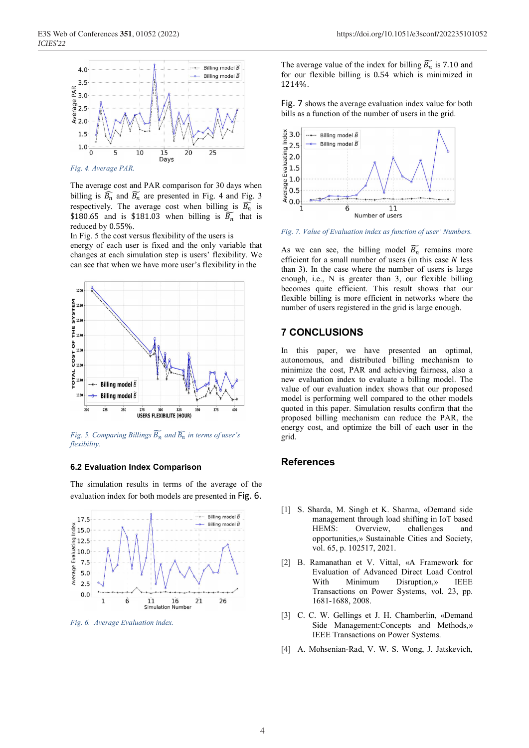Fig. 4. Average PAR.

The average cost and PAR comparison for 30 days when billing is $\widetilde{B_n}$ and $\widehat{B_n}$ are presented in Fig. 4 and Fig. 3 respectively. The average cost when billing is $\widetilde{B_n}$ is \$180.65 and is \$181.03 when billing is $\widehat{B_n}$ that is reduced by 0.55%.

In Fig. 5 the cost versus flexibility of the users is energy of each user is fixed and the only variable that changes at each simulation step is users' flexibility. We can see that when we have more user's flexibility in the

Fig. 5. Comparing Billings $\widetilde{B_n}$ and $\widehat{B_n}$ in terms of user's flexibility.

### 6.2 Evaluation Index Comparison

The simulation results in terms of the average of the evaluation index for both models are presented in Fig. 6.

Fig. 6. Average Evaluation index.

The average value of the index for billing $\widehat{B_n}$ is 7.10 and for our flexible billing is 0.54 which is minimized in 1214%.

Fig. 7 shows the average evaluation index value for both bills as a function of the number of users in the grid.

Fig. 7. Value of Evaluation index as function of user' Numbers.

As we can see, the billing model $\widetilde{B_n}$ remains more efficient for a small number of users (in this case $N$ less than 3). In the case where the number of users is large enough, i.e., N is greater than 3, our flexible billing becomes quite efficient. This result shows that our flexible billing is more efficient in networks where the number of users registered in the grid is large enough.

## 7 CONCLUSIONS

In this paper, we have presented an optimal, autonomous, and distributed billing mechanism to minimize the cost, PAR and achieving fairness, also a new evaluation index to evaluate a billing model. The value of our evaluation index shows that our proposed model is performing well compared to the other models quoted in this paper. Simulation results confirm that the proposed billing mechanism can reduce the PAR, the energy cost, and optimize the bill of each user in the grid.

## References

[1] S. Sharda, M. Singh et K. Sharma, «Demand side management through load shifting in IoT based HEMS: Overview, challenges and opportunities,» Sustainable Cities and Society, vol. 65, p. 102517, 2021.

[2] B. Ramanathan et V. Vittal, «A Framework for Evaluation of Advanced Direct Load Control With Minimum Disruption,» IEEE Transactions on Power Systems, vol. 23, pp. 1681-1688, 2008.

[3] C. C. W. Gellings et J. H. Chamberlin, «Demand Side Management:Concepts and Methods,» IEEE Transactions on Power Systems.

[4] A. Mohsenian-Rad, V. W. S. Wong, J. Jatskevich,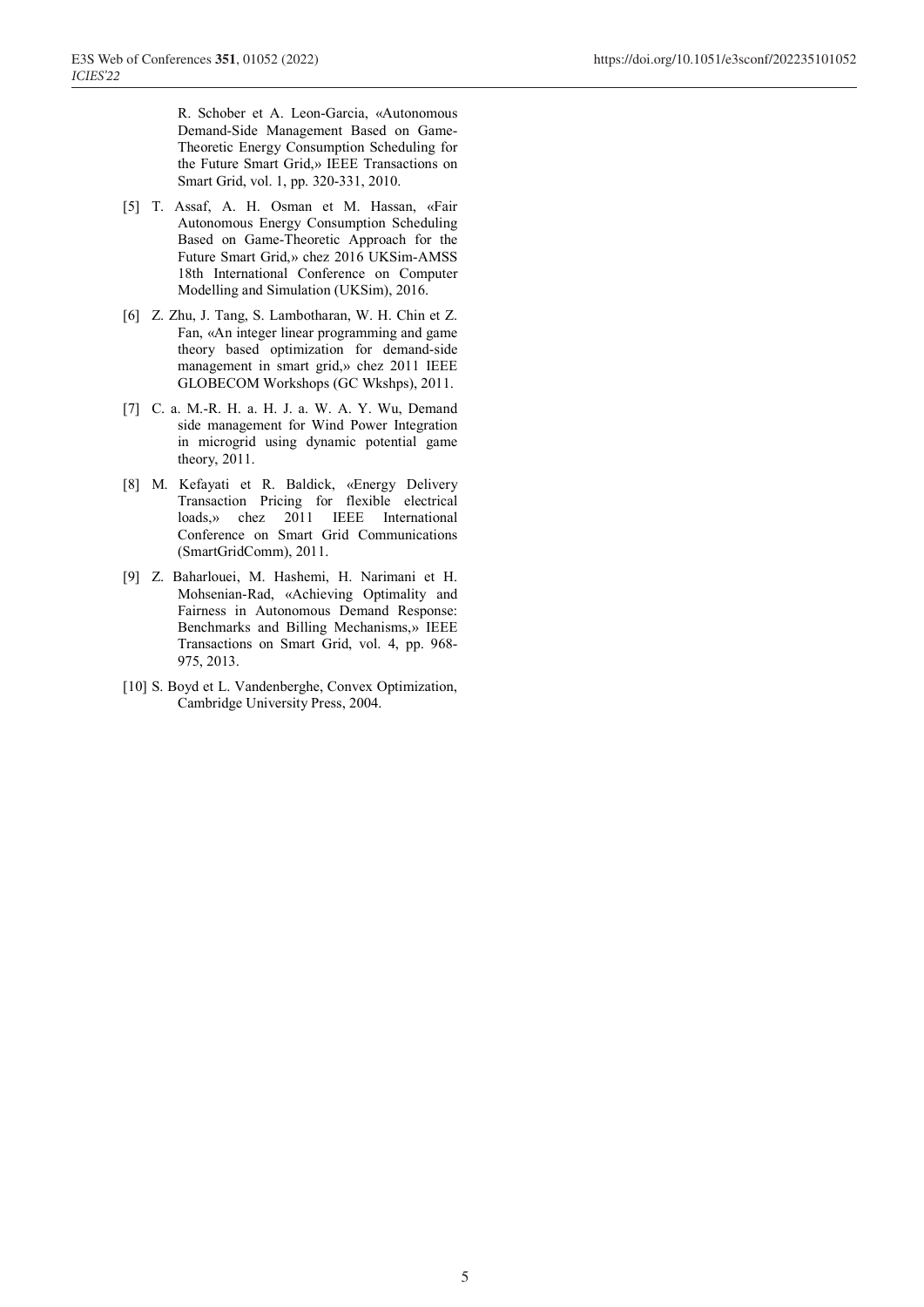R. Schober et A. Leon-Garcia, «Autonomous Demand-Side Management Based on Game-Theoretic Energy Consumption Scheduling for the Future Smart Grid,» IEEE Transactions on Smart Grid, vol. 1, pp. 320-331, 2010.

[5] T. Assaf, A. H. Osman et M. Hassan, «Fair Autonomous Energy Consumption Scheduling Based on Game-Theoretic Approach for the Future Smart Grid,» chez 2016 UKSim-AMSS 18th International Conference on Computer Modelling and Simulation (UKSim), 2016.

[6] Z. Zhu, J. Tang, S. Lambotharan, W. H. Chin et Z. Fan, «An integer linear programming and game theory based optimization for demand-side management in smart grid,» chez 2011 IEEE GLOBECOM Workshops (GC Wkshps), 2011.

[7] C. a. M.-R. H. a. H. J. a. W. A. Y. Wu, Demand side management for Wind Power Integration in microgrid using dynamic potential game theory, 2011.

[8] M. Kefayati et R. Baldick, «Energy Delivery Transaction Pricing for flexible electrical loads,» chez 2011 IEEE International Conference on Smart Grid Communications (SmartGridComm), 2011.

[9] Z. Baharlouei, M. Hashemi, H. Narimani et H. Mohsenian-Rad, «Achieving Optimality and Fairness in Autonomous Demand Response: Benchmarks and Billing Mechanisms,» IEEE Transactions on Smart Grid, vol. 4, pp. 968-975, 2013.

[10] S. Boyd et L. Vandenberghe, Convex Optimization, Cambridge University Press, 2004.